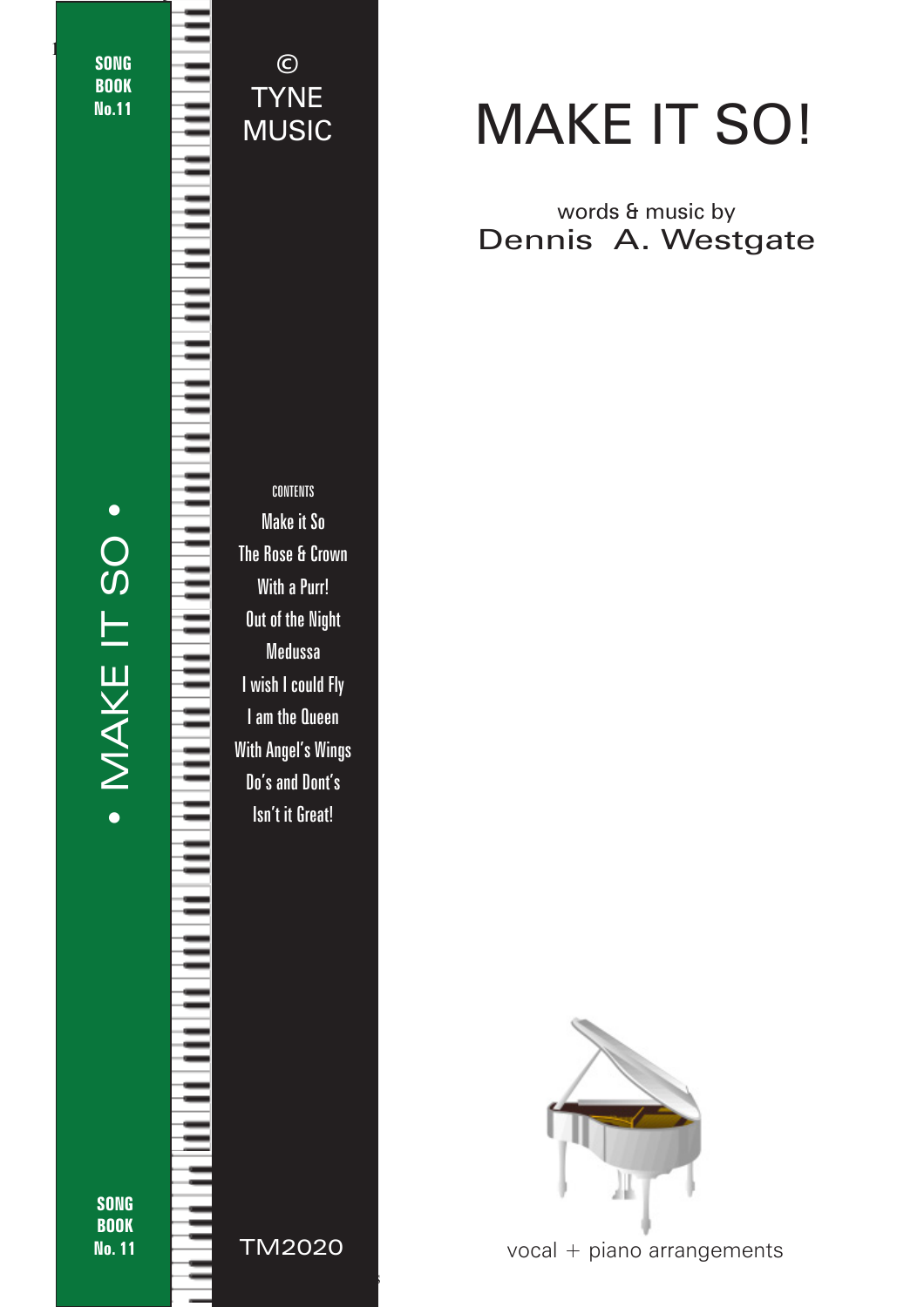SONG BOOK No.11

• MAKE IT SO •

SONG BOOK No. 11

© TYNE MUSIC

CONTENTS

- Make it So
- The Rose & Crown
- With a Purr!
- Out of the Night
- Medussa
- I wish I could Fly
- I am the Queen
- With Angel's Wings
- Do's and Dont's
- Isn't it Great!

TM2020

# MAKE IT SO!

words & music by

Dennis A. Westgate

vocal + piano arrangements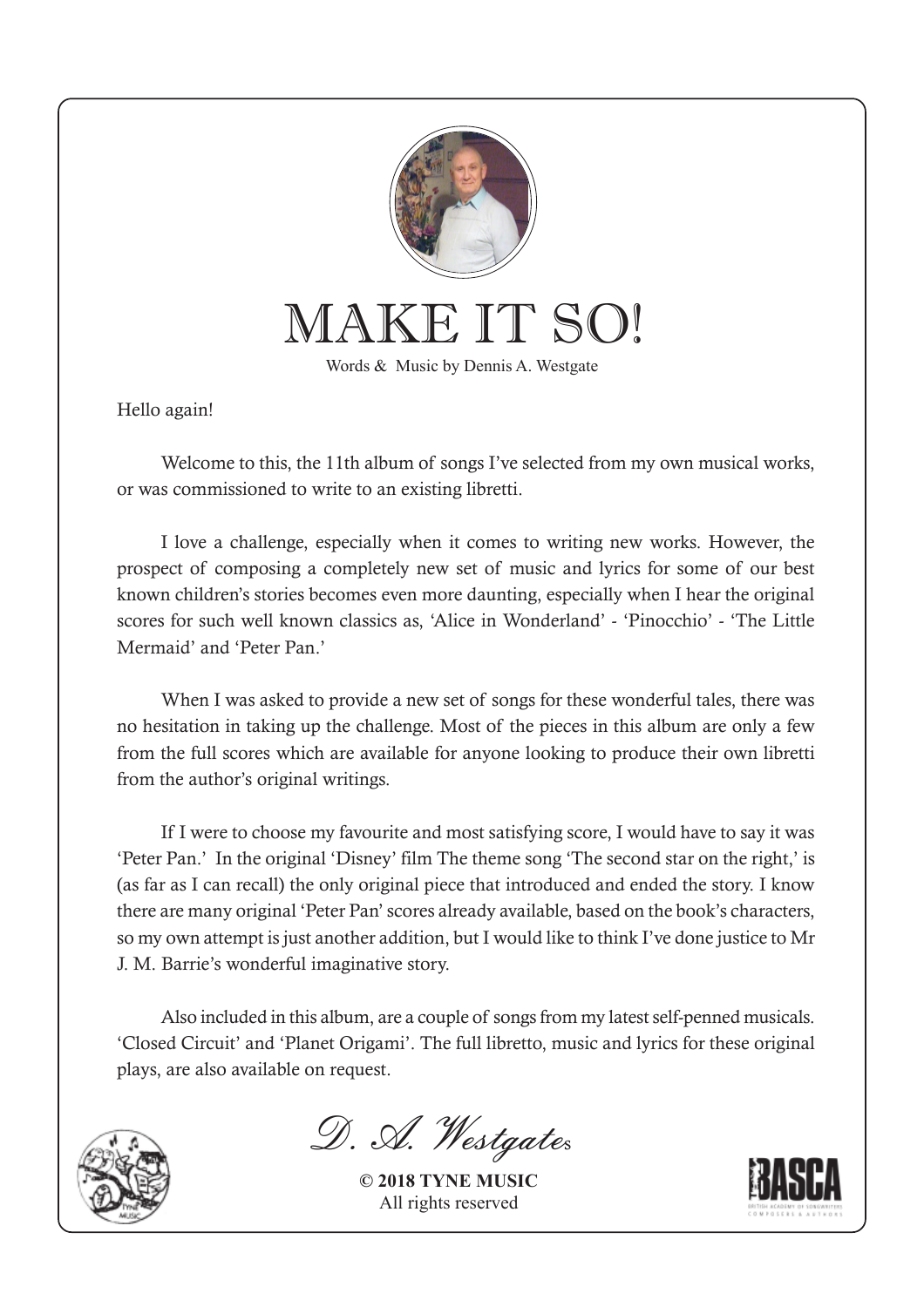# MAKE IT SO!

Words & Music by Dennis A. Westgate

Hello again!

Welcome to this, the 11th album of songs I've selected from my own musical works, or was commissioned to write to an existing libretti.

I love a challenge, especially when it comes to writing new works. However, the prospect of composing a completely new set of music and lyrics for some of our best known children's stories becomes even more daunting, especially when I hear the original scores for such well known classics as, 'Alice in Wonderland' - 'Pinocchio' - 'The Little Mermaid' and 'Peter Pan.'

When I was asked to provide a new set of songs for these wonderful tales, there was no hesitation in taking up the challenge. Most of the pieces in this album are only a few from the full scores which are available for anyone looking to produce their own libretti from the author's original writings.

If I were to choose my favourite and most satisfying score, I would have to say it was 'Peter Pan.' In the original 'Disney' film The theme song 'The second star on the right,' is (as far as I can recall) the only original piece that introduced and ended the story. I know there are many original 'Peter Pan' scores already available, based on the book's characters, so my own attempt is just another addition, but I would like to think I've done justice to Mr J. M. Barrie's wonderful imaginative story.

Also included in this album, are a couple of songs from my latest self-penned musicals. 'Closed Circuit' and 'Planet Origami'. The full libretto, music and lyrics for these original plays, are also available on request.

*D. A. Westgates*

**© 2018 TYNE MUSIC**
All rights reserved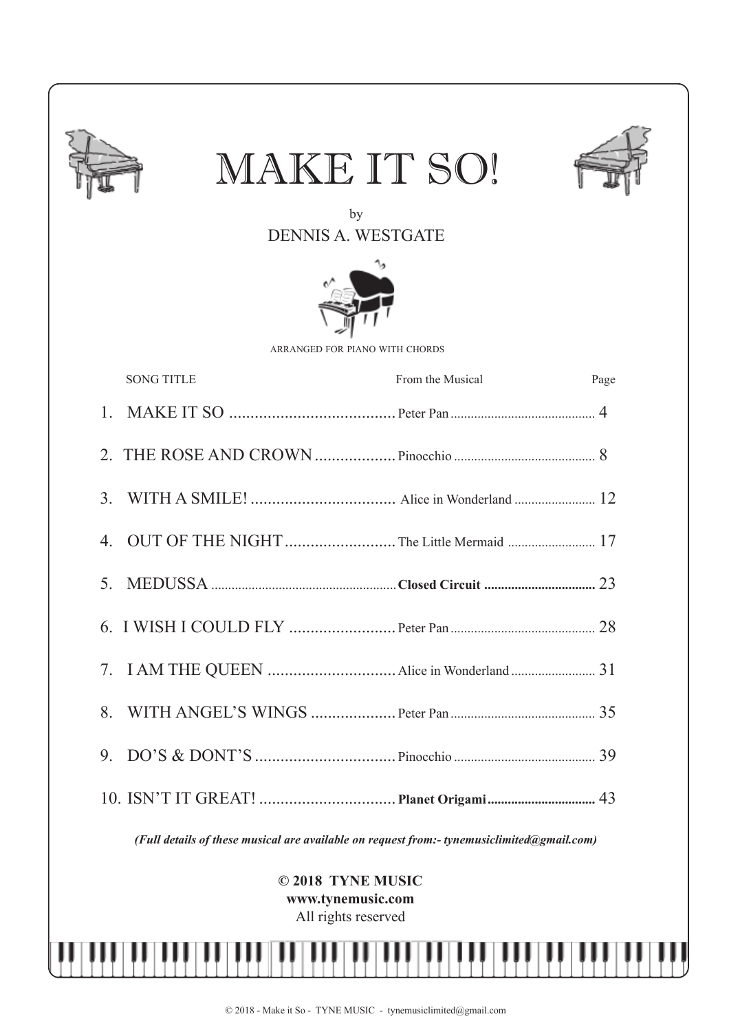# MAKE IT SO!

by

DENNIS A. WESTGATE

ARRANGED FOR PIANO WITH CHORDS

| SONG TITLE | From the Musical | Page |
| --- | --- | --- |
| 1. MAKE IT SO | Peter Pan | 4 |
| 2. THE ROSE AND CROWN | Pinocchio | 8 |
| 3. WITH A SMILE! | Alice in Wonderland | 12 |
| 4. OUT OF THE NIGHT | The Little Mermaid | 17 |
| 5. MEDUSSA | **Closed Circuit** | 23 |
| 6. I WISH I COULD FLY | Peter Pan | 28 |
| 7. I AM THE QUEEN | Alice in Wonderland | 31 |
| 8. WITH ANGEL'S WINGS | Peter Pan | 35 |
| 9. DO'S & DONT'S | Pinocchio | 39 |
| 10. ISN'T IT GREAT! | **Planet Origami** | 43 |

***(Full details of these musical are available on request from:- tynemusiclimited@gmail.com)***

**© 2018 TYNE MUSIC**
**www.tynemusic.com**
All rights reserved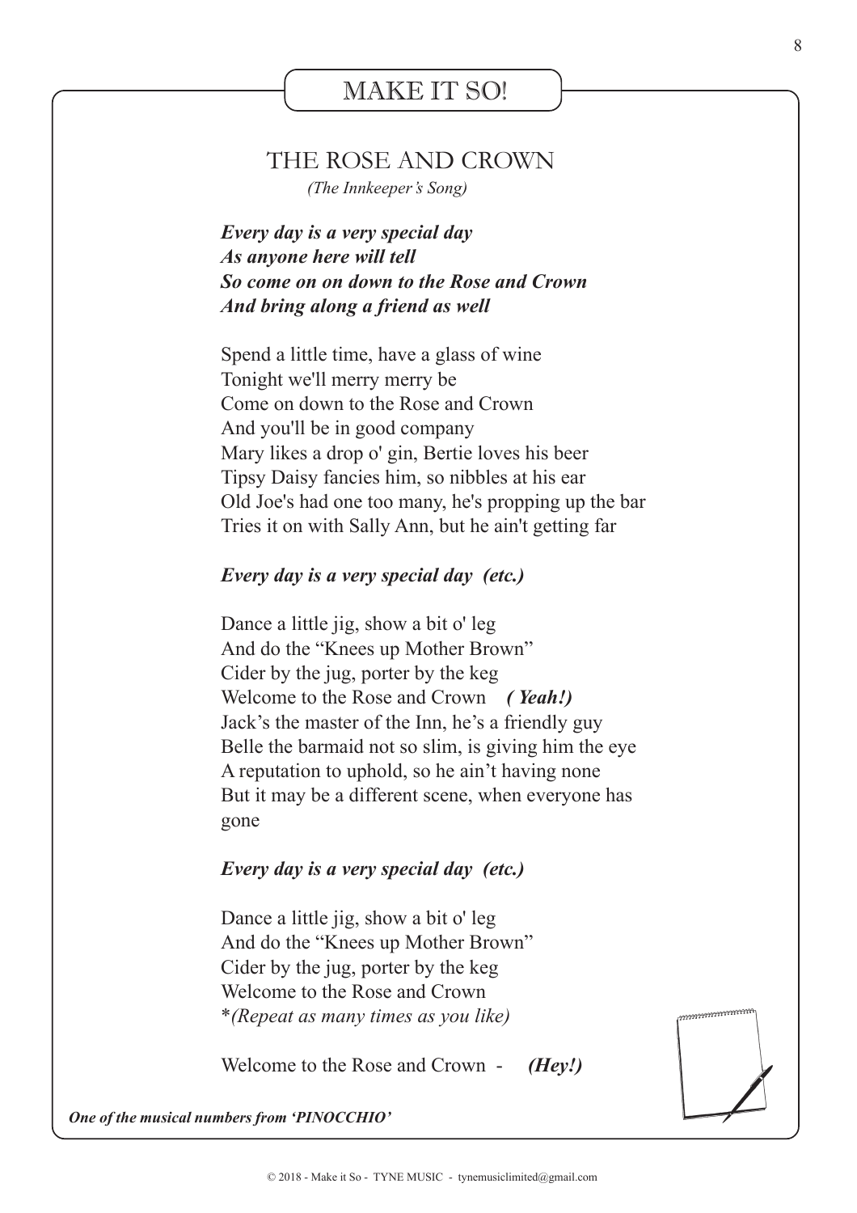# MAKE IT SO!

## THE ROSE AND CROWN

*(The Innkeeper's Song)*

***Every day is a very special day***
***As anyone here will tell***
***So come on on down to the Rose and Crown***
***And bring along a friend as well***

Spend a little time, have a glass of wine
Tonight we'll merry merry be
Come on down to the Rose and Crown
And you'll be in good company
Mary likes a drop o' gin, Bertie loves his beer
Tipsy Daisy fancies him, so nibbles at his ear
Old Joe's had one too many, he's propping up the bar
Tries it on with Sally Ann, but he ain't getting far

***Every day is a very special day (etc.)***

Dance a little jig, show a bit o' leg
And do the "Knees up Mother Brown"
Cider by the jug, porter by the keg
Welcome to the Rose and Crown ***( Yeah!)***
Jack's the master of the Inn, he's a friendly guy
Belle the barmaid not so slim, is giving him the eye
A reputation to uphold, so he ain't having none
But it may be a different scene, when everyone has gone

***Every day is a very special day (etc.)***

Dance a little jig, show a bit o' leg
And do the "Knees up Mother Brown"
Cider by the jug, porter by the keg
Welcome to the Rose and Crown
**(Repeat as many times as you like)*

Welcome to the Rose and Crown - ***(Hey!)***

***One of the musical numbers from 'PINOCCHIO'***

© 2018 - Make it So - TYNE MUSIC - tynemusiclimited@gmail.com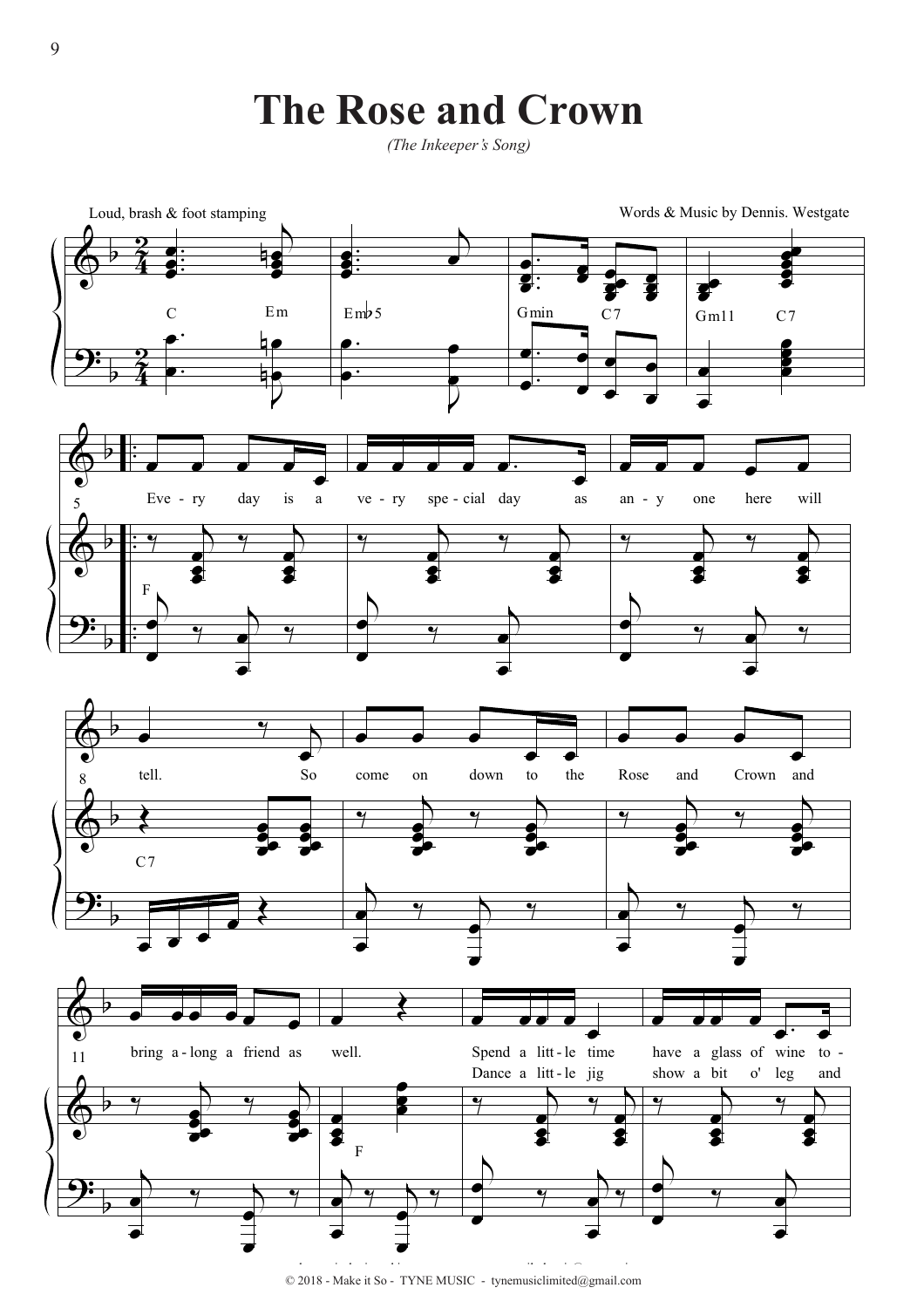# The Rose and Crown

*(The Inkeeper's Song)*

Loud, brash & foot stamping

Words & Music by Dennis. Westgate

C Em Em♭5 Gmin C7 Gm11 C7

F

Eve - ry day is a ve - ry spe - cial day as an - y one here will

C7

tell. So come on down to the Rose and Crown and

bring a - long a friend as well.

F

Spend a litt - le time have a glass of wine to -

Dance a litt - le jig show a bit o' leg and

© 2018 - Make it So - TYNE MUSIC - tynemusiclimited@gmail.com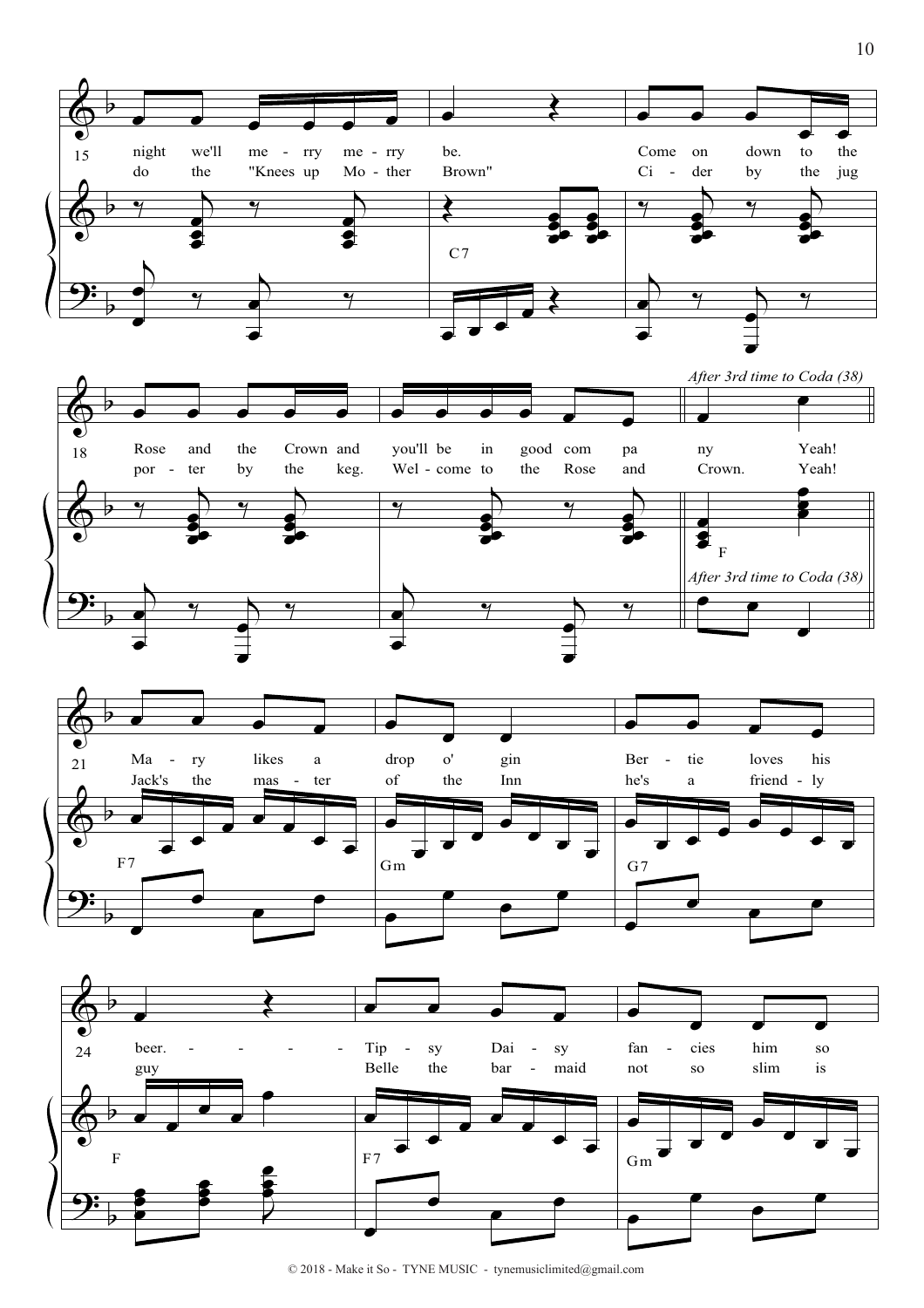*After 3rd time to Coda (38)*

15
night we'll me - rry me - rry be. Come on down to the
do the "Knees up Mo - ther Brown" Ci - der by the jug

C7

18
Rose and the Crown and you'll be in good com pa ny Yeah!
por - ter by the keg. Wel - come to the Rose and Crown. Yeah!

F

21
Ma - ry likes a drop o' gin Ber - tie loves his
Jack's the mas - ter of the Inn he's a friend - ly

F7 Gm G7

24
beer. - - - - Tip - sy Dai - sy fan - cies him so
guy Belle the bar - maid not so slim is

F F7 Gm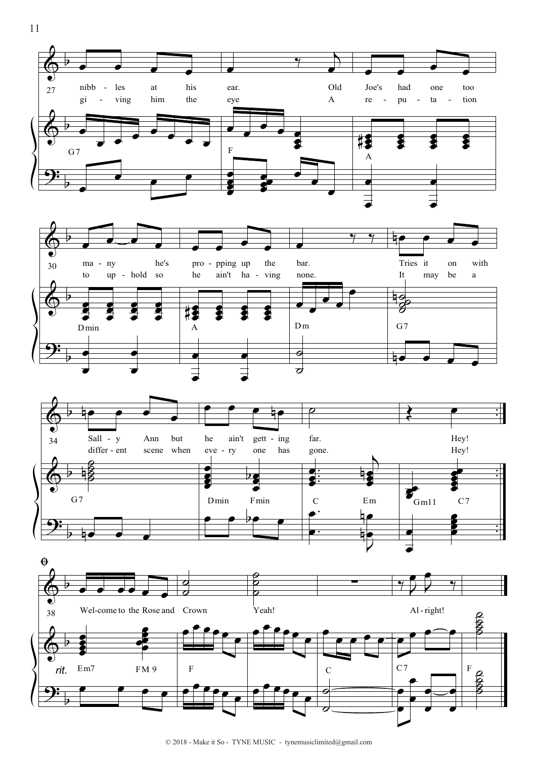27 nibb - les at his ear. Old Joe's had one too

gi - ving him the eye A re - pu - ta - tion

G7 F A

30 ma - ny he's pro - pping up the bar. Tries it on with

to up - hold so he ain't ha - ving none. It may be a

Dmin A Dm G7

34 Sall - y Ann but he ain't gett - ing far. Hey!

differ - ent scene when eve - ry one has gone. Hey!

G7 Dmin Fmin C Em Gm11 C7

38 Wel-come to the Rose and Crown Yeah! Al - right!

*rit.* Em7 FM 9 F C C7 F